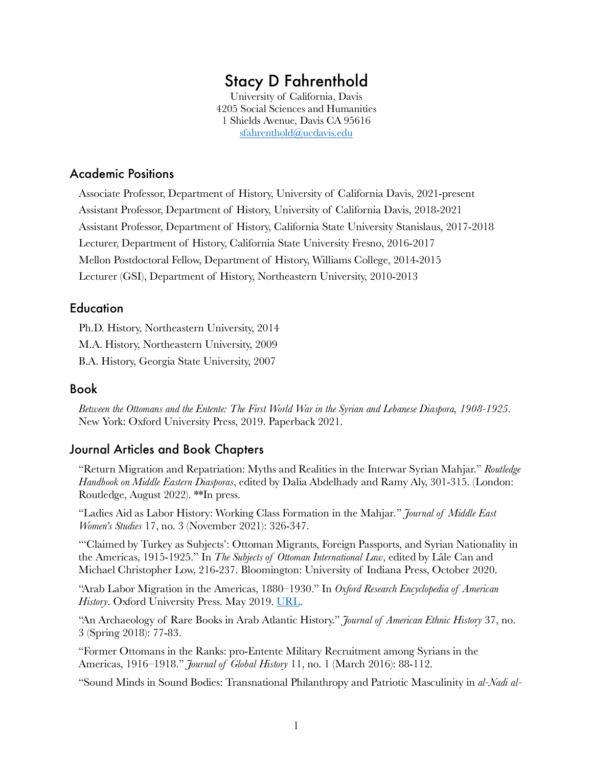# Stacy D Fahrenthold

University of California, Davis
4205 Social Sciences and Humanities
1 Shields Avenue, Davis CA 95616
sfahrenthold@ucdavis.edu

## Academic Positions

Associate Professor, Department of History, University of California Davis, 2021-present

Assistant Professor, Department of History, University of California Davis, 2018-2021

Assistant Professor, Department of History, California State University Stanislaus, 2017-2018

Lecturer, Department of History, California State University Fresno, 2016-2017

Mellon Postdoctoral Fellow, Department of History, Williams College, 2014-2015

Lecturer (GSI), Department of History, Northeastern University, 2010-2013

## Education

Ph.D. History, Northeastern University, 2014

M.A. History, Northeastern University, 2009

B.A. History, Georgia State University, 2007

## Book

*Between the Ottomans and the Entente: The First World War in the Syrian and Lebanese Diaspora, 1908-1925*. New York: Oxford University Press, 2019. Paperback 2021.

## Journal Articles and Book Chapters

"Return Migration and Repatriation: Myths and Realities in the Interwar Syrian Mahjar." *Routledge Handbook on Middle Eastern Diasporas*, edited by Dalia Abdelhady and Ramy Aly, 301-315. (London: Routledge, August 2022). **In press.

"Ladies Aid as Labor History: Working Class Formation in the Mahjar." *Journal of Middle East Women's Studies* 17, no. 3 (November 2021): 326-347.

"'Claimed by Turkey as Subjects': Ottoman Migrants, Foreign Passports, and Syrian Nationality in the Americas, 1915-1925." In *The Subjects of Ottoman International Law*, edited by Lâle Can and Michael Christopher Low, 216-237. Bloomington: University of Indiana Press, October 2020.

"Arab Labor Migration in the Americas, 1880–1930." In *Oxford Research Encyclopedia of American History*. Oxford University Press. May 2019. URL.

"An Archaeology of Rare Books in Arab Atlantic History." *Journal of American Ethnic History* 37, no. 3 (Spring 2018): 77-83.

"Former Ottomans in the Ranks: pro-Entente Military Recruitment among Syrians in the Americas, 1916–1918." *Journal of Global History* 11, no. 1 (March 2016): 88-112.

"Sound Minds in Sound Bodies: Transnational Philanthropy and Patriotic Masculinity in *al-Nadi al-*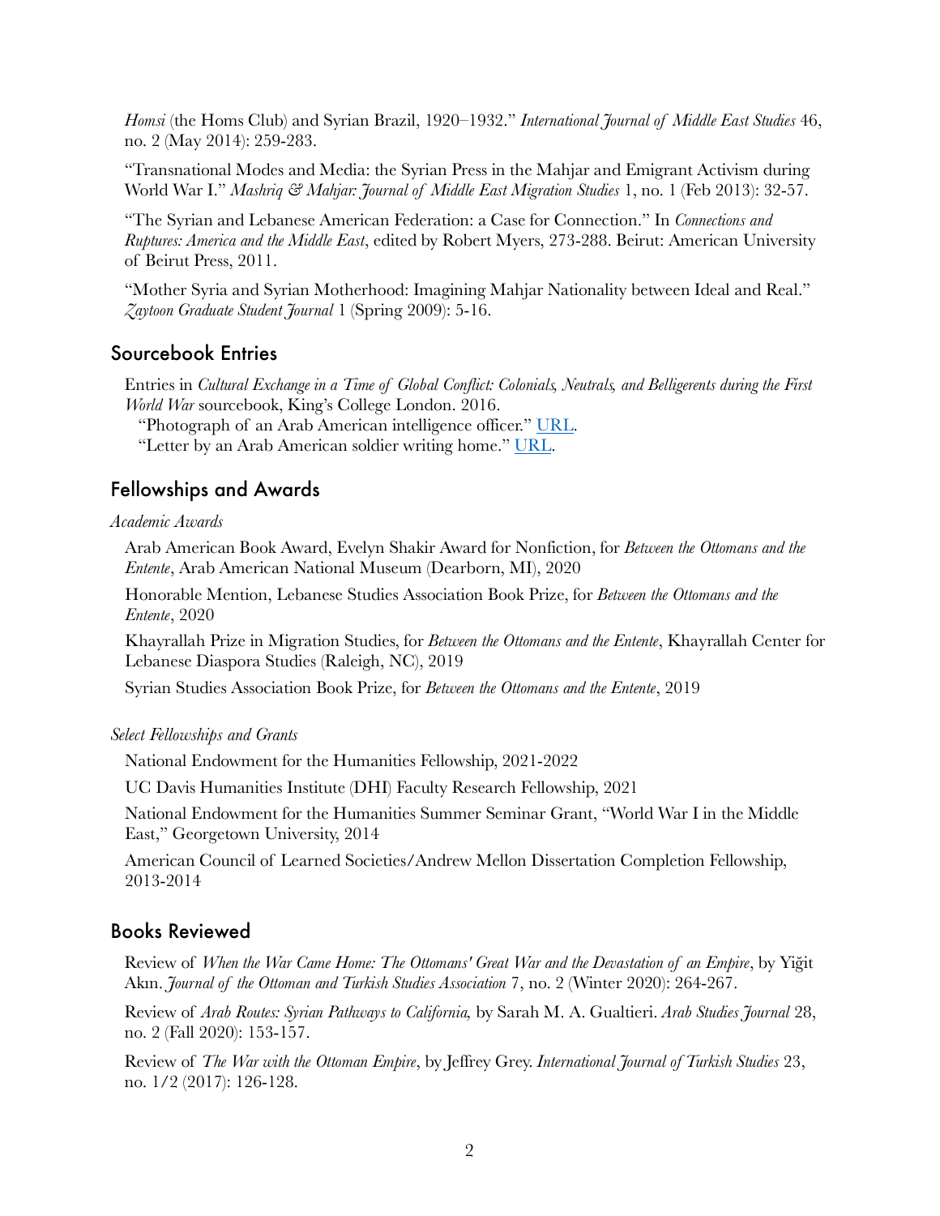*Homsi* (the Homs Club) and Syrian Brazil, 1920–1932." *International Journal of Middle East Studies* 46, no. 2 (May 2014): 259-283.

"Transnational Modes and Media: the Syrian Press in the Mahjar and Emigrant Activism during World War I." *Mashriq & Mahjar: Journal of Middle East Migration Studies* 1, no. 1 (Feb 2013): 32-57.

"The Syrian and Lebanese American Federation: a Case for Connection." In *Connections and Ruptures: America and the Middle East*, edited by Robert Myers, 273-288. Beirut: American University of Beirut Press, 2011.

"Mother Syria and Syrian Motherhood: Imagining Mahjar Nationality between Ideal and Real." *Zaytoon Graduate Student Journal* 1 (Spring 2009): 5-16.

## Sourcebook Entries

Entries in *Cultural Exchange in a Time of Global Conflict: Colonials, Neutrals, and Belligerents during the First World War* sourcebook, King's College London. 2016.

"Photograph of an Arab American intelligence officer." URL.

"Letter by an Arab American soldier writing home." URL.

## Fellowships and Awards

*Academic Awards*

Arab American Book Award, Evelyn Shakir Award for Nonfiction, for *Between the Ottomans and the Entente*, Arab American National Museum (Dearborn, MI), 2020

Honorable Mention, Lebanese Studies Association Book Prize, for *Between the Ottomans and the Entente*, 2020

Khayrallah Prize in Migration Studies, for *Between the Ottomans and the Entente*, Khayrallah Center for Lebanese Diaspora Studies (Raleigh, NC), 2019

Syrian Studies Association Book Prize, for *Between the Ottomans and the Entente*, 2019

*Select Fellowships and Grants*

National Endowment for the Humanities Fellowship, 2021-2022

UC Davis Humanities Institute (DHI) Faculty Research Fellowship, 2021

National Endowment for the Humanities Summer Seminar Grant, "World War I in the Middle East," Georgetown University, 2014

American Council of Learned Societies/Andrew Mellon Dissertation Completion Fellowship, 2013-2014

## Books Reviewed

Review of *When the War Came Home: The Ottomans' Great War and the Devastation of an Empire*, by Yiğit Akın. *Journal of the Ottoman and Turkish Studies Association* 7, no. 2 (Winter 2020): 264-267.

Review of *Arab Routes: Syrian Pathways to California,* by Sarah M. A. Gualtieri. *Arab Studies Journal* 28, no. 2 (Fall 2020): 153-157.

Review of *The War with the Ottoman Empire*, by Jeffrey Grey. *International Journal of Turkish Studies* 23, no. 1/2 (2017): 126-128.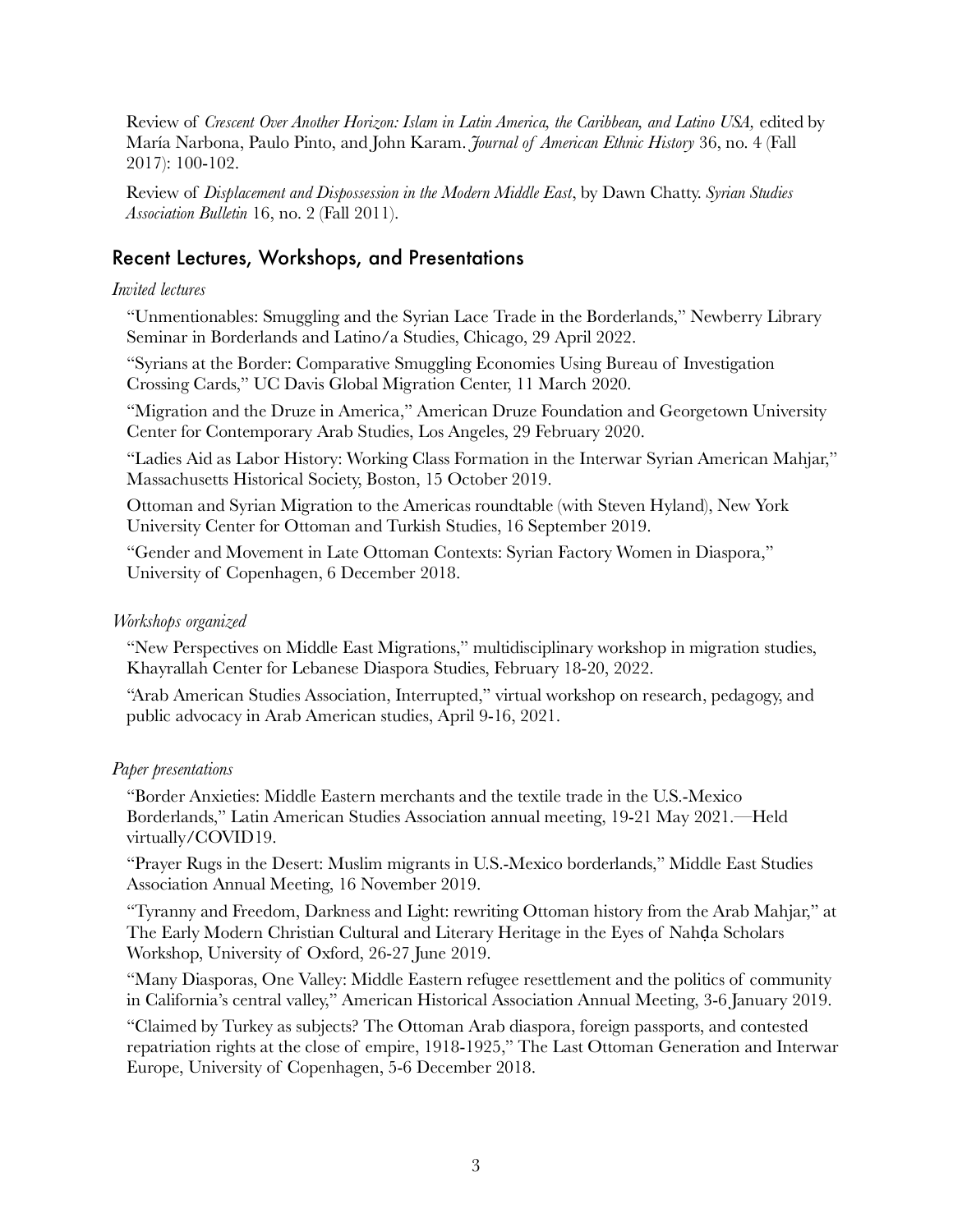Review of *Crescent Over Another Horizon: Islam in Latin America, the Caribbean, and Latino USA,* edited by María Narbona, Paulo Pinto, and John Karam. *Journal of American Ethnic History* 36, no. 4 (Fall 2017): 100-102.

Review of *Displacement and Dispossession in the Modern Middle East*, by Dawn Chatty. *Syrian Studies Association Bulletin* 16, no. 2 (Fall 2011).

## Recent Lectures, Workshops, and Presentations

*Invited lectures*

"Unmentionables: Smuggling and the Syrian Lace Trade in the Borderlands," Newberry Library Seminar in Borderlands and Latino/a Studies, Chicago, 29 April 2022.

"Syrians at the Border: Comparative Smuggling Economies Using Bureau of Investigation Crossing Cards," UC Davis Global Migration Center, 11 March 2020.

"Migration and the Druze in America," American Druze Foundation and Georgetown University Center for Contemporary Arab Studies, Los Angeles, 29 February 2020.

"Ladies Aid as Labor History: Working Class Formation in the Interwar Syrian American Mahjar," Massachusetts Historical Society, Boston, 15 October 2019.

Ottoman and Syrian Migration to the Americas roundtable (with Steven Hyland), New York University Center for Ottoman and Turkish Studies, 16 September 2019.

"Gender and Movement in Late Ottoman Contexts: Syrian Factory Women in Diaspora," University of Copenhagen, 6 December 2018.

*Workshops organized*

"New Perspectives on Middle East Migrations," multidisciplinary workshop in migration studies, Khayrallah Center for Lebanese Diaspora Studies, February 18-20, 2022.

"Arab American Studies Association, Interrupted," virtual workshop on research, pedagogy, and public advocacy in Arab American studies, April 9-16, 2021.

*Paper presentations*

"Border Anxieties: Middle Eastern merchants and the textile trade in the U.S.-Mexico Borderlands," Latin American Studies Association annual meeting, 19-21 May 2021.—Held virtually/COVID19.

"Prayer Rugs in the Desert: Muslim migrants in U.S.-Mexico borderlands," Middle East Studies Association Annual Meeting, 16 November 2019.

"Tyranny and Freedom, Darkness and Light: rewriting Ottoman history from the Arab Mahjar," at The Early Modern Christian Cultural and Literary Heritage in the Eyes of Nahḍa Scholars Workshop, University of Oxford, 26-27 June 2019.

"Many Diasporas, One Valley: Middle Eastern refugee resettlement and the politics of community in California's central valley," American Historical Association Annual Meeting, 3-6 January 2019.

"Claimed by Turkey as subjects? The Ottoman Arab diaspora, foreign passports, and contested repatriation rights at the close of empire, 1918-1925," The Last Ottoman Generation and Interwar Europe, University of Copenhagen, 5-6 December 2018.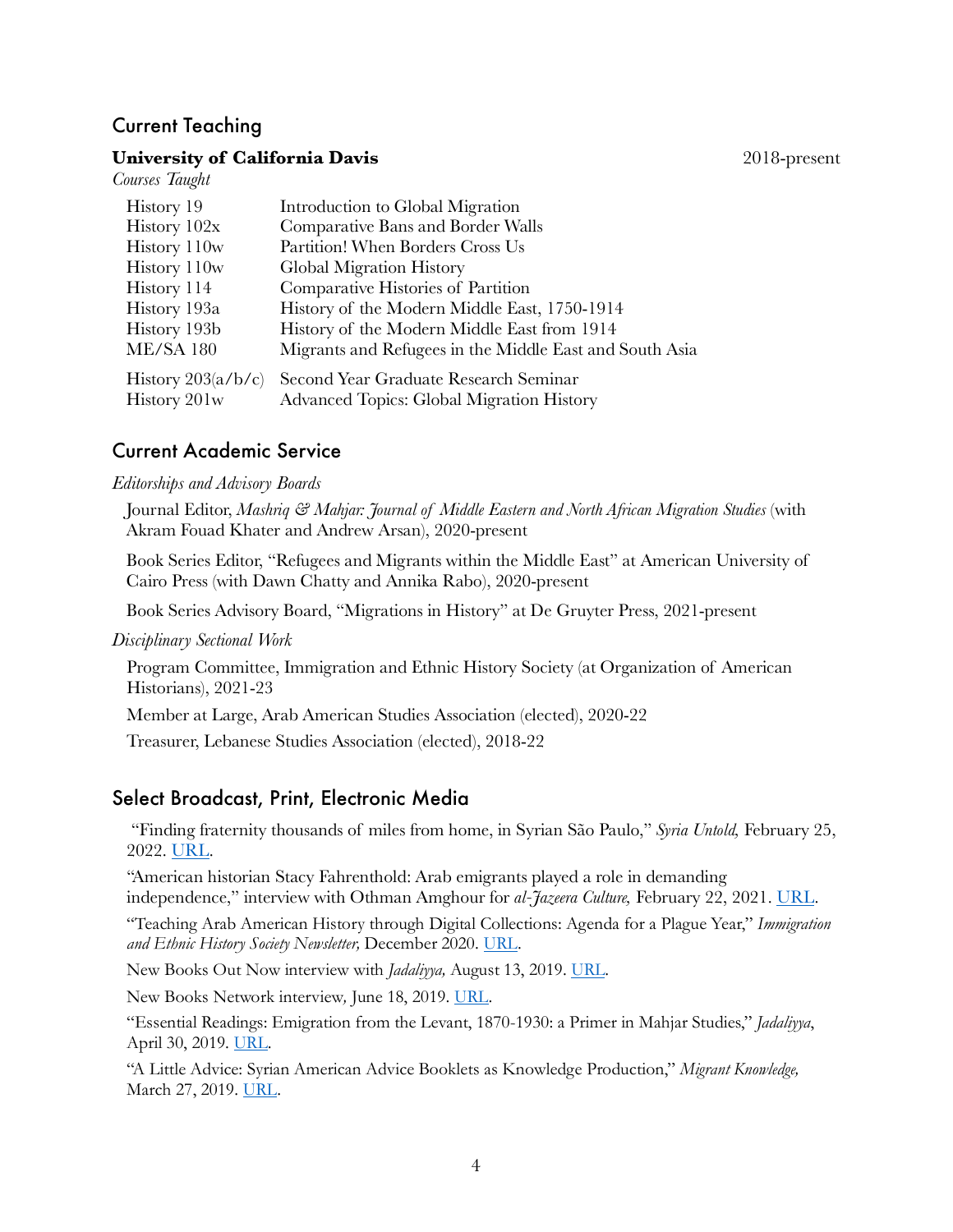## Current Teaching

**University of California Davis** 2018-present

*Courses Taught*

| | |
|---|---|
| History 19 | Introduction to Global Migration |
| History 102x | Comparative Bans and Border Walls |
| History 110w | Partition! When Borders Cross Us |
| History 110w | Global Migration History |
| History 114 | Comparative Histories of Partition |
| History 193a | History of the Modern Middle East, 1750-1914 |
| History 193b | History of the Modern Middle East from 1914 |
| ME/SA 180 | Migrants and Refugees in the Middle East and South Asia |
| History 203(a/b/c) | Second Year Graduate Research Seminar |
| History 201w | Advanced Topics: Global Migration History |

## Current Academic Service

*Editorships and Advisory Boards*

Journal Editor, *Mashriq & Mahjar: Journal of Middle Eastern and North African Migration Studies* (with Akram Fouad Khater and Andrew Arsan), 2020-present

Book Series Editor, "Refugees and Migrants within the Middle East" at American University of Cairo Press (with Dawn Chatty and Annika Rabo), 2020-present

Book Series Advisory Board, "Migrations in History" at De Gruyter Press, 2021-present

*Disciplinary Sectional Work*

Program Committee, Immigration and Ethnic History Society (at Organization of American Historians), 2021-23

Member at Large, Arab American Studies Association (elected), 2020-22

Treasurer, Lebanese Studies Association (elected), 2018-22

## Select Broadcast, Print, Electronic Media

"Finding fraternity thousands of miles from home, in Syrian São Paulo," *Syria Untold,* February 25, 2022. URL.

"American historian Stacy Fahrenthold: Arab emigrants played a role in demanding independence," interview with Othman Amghour for *al-Jazeera Culture,* February 22, 2021. URL.

"Teaching Arab American History through Digital Collections: Agenda for a Plague Year," *Immigration and Ethnic History Society Newsletter,* December 2020. URL.

New Books Out Now interview with *Jadaliyya,* August 13, 2019. URL.

New Books Network interview, June 18, 2019. URL.

"Essential Readings: Emigration from the Levant, 1870-1930: a Primer in Mahjar Studies," *Jadaliyya*, April 30, 2019. URL.

"A Little Advice: Syrian American Advice Booklets as Knowledge Production," *Migrant Knowledge,* March 27, 2019. URL.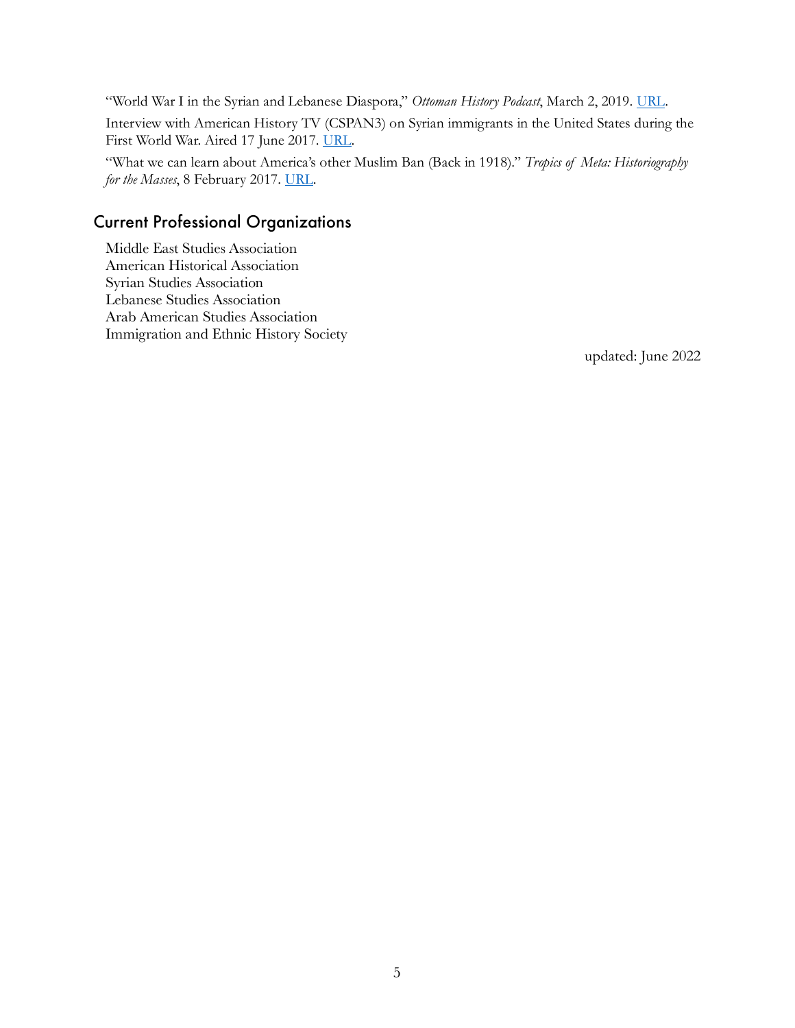"World War I in the Syrian and Lebanese Diaspora," *Ottoman History Podcast*, March 2, 2019. URL.

Interview with American History TV (CSPAN3) on Syrian immigrants in the United States during the First World War. Aired 17 June 2017. URL.

"What we can learn about America's other Muslim Ban (Back in 1918)." *Tropics of Meta: Historiography for the Masses*, 8 February 2017. URL.

## Current Professional Organizations

Middle East Studies Association
American Historical Association
Syrian Studies Association
Lebanese Studies Association
Arab American Studies Association
Immigration and Ethnic History Society

updated: June 2022